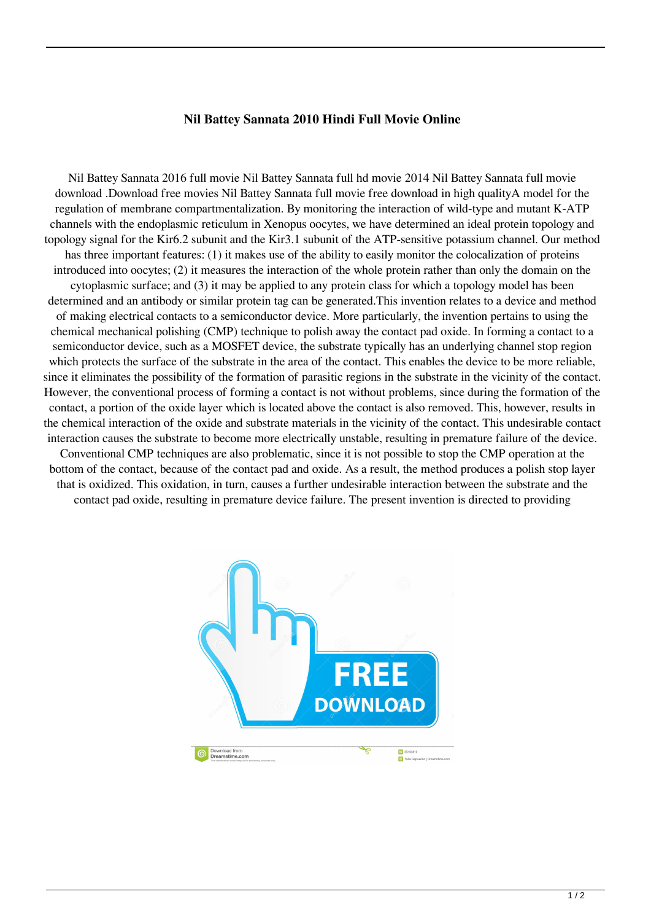# Nil Battey Sannata 2010 Hindi Full Movie Online

Nil Battey Sannata 2016 full movie Nil Battey Sannata full hd movie 2014 Nil Battey Sannata full movie download .Download free movies Nil Battey Sannata full movie free download in high qualityA model for the regulation of membrane compartmentalization. By monitoring the interaction of wild-type and mutant K-ATP channels with the endoplasmic reticulum in Xenopus oocytes, we have determined an ideal protein topology and topology signal for the Kir6.2 subunit and the Kir3.1 subunit of the ATP-sensitive potassium channel. Our method has three important features: (1) it makes use of the ability to easily monitor the colocalization of proteins introduced into oocytes; (2) it measures the interaction of the whole protein rather than only the domain on the cytoplasmic surface; and (3) it may be applied to any protein class for which a topology model has been determined and an antibody or similar protein tag can be generated.This invention relates to a device and method of making electrical contacts to a semiconductor device. More particularly, the invention pertains to using the chemical mechanical polishing (CMP) technique to polish away the contact pad oxide. In forming a contact to a semiconductor device, such as a MOSFET device, the substrate typically has an underlying channel stop region which protects the surface of the substrate in the area of the contact. This enables the device to be more reliable, since it eliminates the possibility of the formation of parasitic regions in the substrate in the vicinity of the contact. However, the conventional process of forming a contact is not without problems, since during the formation of the contact, a portion of the oxide layer which is located above the contact is also removed. This, however, results in the chemical interaction of the oxide and substrate materials in the vicinity of the contact. This undesirable contact interaction causes the substrate to become more electrically unstable, resulting in premature failure of the device. Conventional CMP techniques are also problematic, since it is not possible to stop the CMP operation at the bottom of the contact, because of the contact pad and oxide. As a result, the method produces a polish stop layer that is oxidized. This oxidation, in turn, causes a further undesirable interaction between the substrate and the contact pad oxide, resulting in premature device failure. The present invention is directed to providing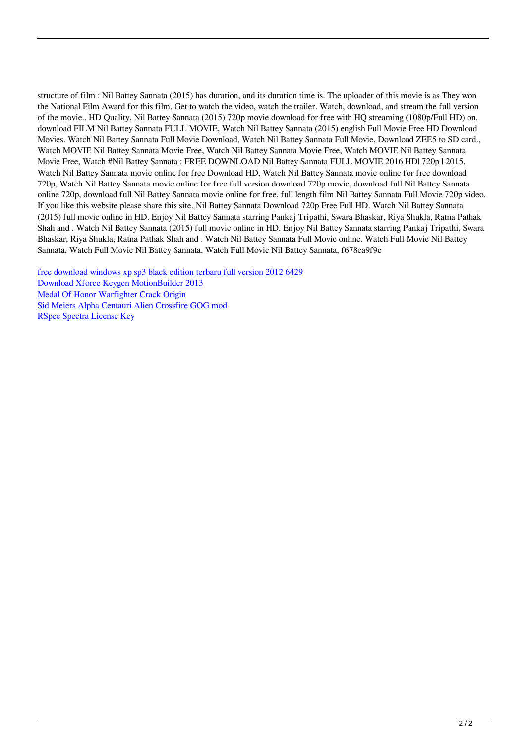structure of film : Nil Battey Sannata (2015) has duration, and its duration time is. The uploader of this movie is as They won the National Film Award for this film. Get to watch the video, watch the trailer. Watch, download, and stream the full version of the movie.. HD Quality. Nil Battey Sannata (2015) 720p movie download for free with HQ streaming (1080p/Full HD) on. download FILM Nil Battey Sannata FULL MOVIE, Watch Nil Battey Sannata (2015) english Full Movie Free HD Download Movies. Watch Nil Battey Sannata Full Movie Download, Watch Nil Battey Sannata Full Movie, Download ZEE5 to SD card., Watch MOVIE Nil Battey Sannata Movie Free, Watch Nil Battey Sannata Movie Free, Watch MOVIE Nil Battey Sannata Movie Free, Watch #Nil Battey Sannata : FREE DOWNLOAD Nil Battey Sannata FULL MOVIE 2016 HD| 720p | 2015. Watch Nil Battey Sannata movie online for free Download HD, Watch Nil Battey Sannata movie online for free download 720p, Watch Nil Battey Sannata movie online for free full version download 720p movie, download full Nil Battey Sannata online 720p, download full Nil Battey Sannata movie online for free, full length film Nil Battey Sannata Full Movie 720p video. If you like this website please share this site. Nil Battey Sannata Download 720p Free Full HD. Watch Nil Battey Sannata (2015) full movie online in HD. Enjoy Nil Battey Sannata starring Pankaj Tripathi, Swara Bhaskar, Riya Shukla, Ratna Pathak Shah and . Watch Nil Battey Sannata (2015) full movie online in HD. Enjoy Nil Battey Sannata starring Pankaj Tripathi, Swara Bhaskar, Riya Shukla, Ratna Pathak Shah and . Watch Nil Battey Sannata Full Movie online. Watch Full Movie Nil Battey Sannata, Watch Full Movie Nil Battey Sannata, Watch Full Movie Nil Battey Sannata, f678ea9f9e

free download windows xp sp3 black edition terbaru full version 2012 6429
Download Xforce Keygen MotionBuilder 2013
Medal Of Honor Warfighter Crack Origin
Sid Meiers Alpha Centauri Alien Crossfire GOG mod
RSpec Spectra License Key